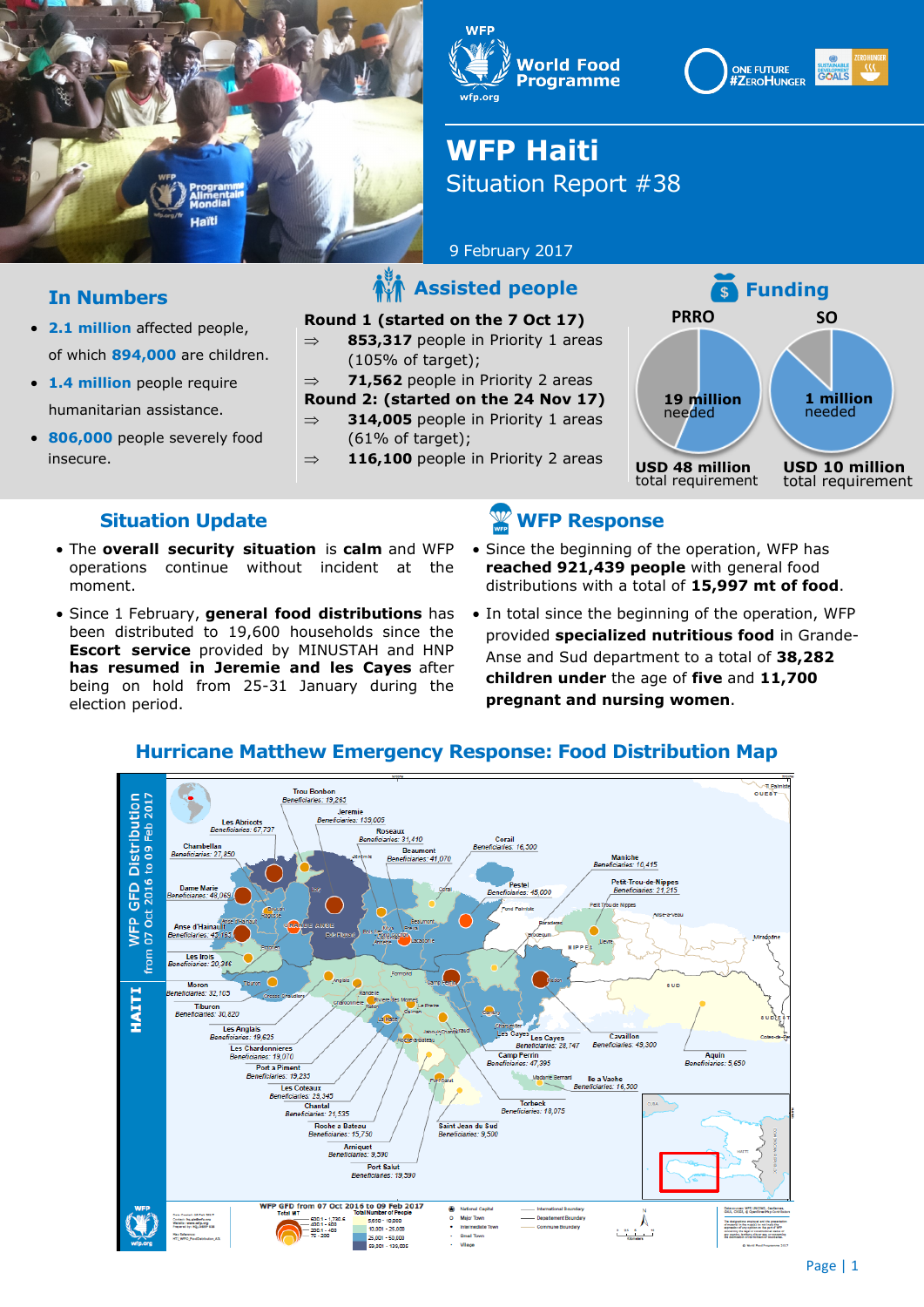# WFP Haiti

## Situation Report #38

9 February 2017

## In Numbers

- **2.1 million** affected people, of which **894,000** are children.
- **1.4 million** people require humanitarian assistance.
- **806,000** people severely food insecure.

## Assisted people

**Round 1 (started on the 7 Oct 17)**

⇒ **853,317** people in Priority 1 areas (105% of target);

⇒ **71,562** people in Priority 2 areas

**Round 2: (started on the 24 Nov 17)**

⇒ **314,005** people in Priority 1 areas (61% of target);

⇒ **116,100** people in Priority 2 areas

## Funding

**PRRO**

19 million needed

USD 48 million total requirement

**SO**

1 million needed

USD 10 million total requirement

## Situation Update

- The **overall security situation** is **calm** and WFP operations continue without incident at the moment.
- Since 1 February, **general food distributions** has been distributed to 19,600 households since the **Escort service** provided by MINUSTAH and HNP **has resumed in Jeremie and les Cayes** after being on hold from 25-31 January during the election period.

## WFP Response

- Since the beginning of the operation, WFP has **reached 921,439 people** with general food distributions with a total of **15,997 mt of food**.
- In total since the beginning of the operation, WFP provided **specialized nutritious food** in Grande-Anse and Sud department to a total of **38,282 children under** the age of **five** and **11,700 pregnant and nursing women**.

## Hurricane Matthew Emergency Response: Food Distribution Map

WFP GFD Distribution from 07 Oct 2016 to 09 Feb 2017 — HAITI

Trou Bonbon Beneficiaries: 19,265
Jeremie Beneficiaries: 139,005
Les Abricots Beneficiaries: 67,797
Roseaux Beneficiaries: 31,410
Corail Beneficiaries: 16,300
Chambellan Beneficiaries: 27,850
Beaumont Beneficiaries: 41,070
Maniche Beneficiaries: 10,415
Petit-Trou-de-Nippes Beneficiaries: 21,215
Pestel Beneficiaries: 45,000
Dame Marie Beneficiaries: 48,069
Anse d'Hainault Beneficiaries: 45,153
Les Irois Beneficiaries: 20,346
Moron Beneficiaries: 32,105
Tiburon Beneficiaries: 30,820
Les Anglais Beneficiaries: 19,625
Les Chardonnieres Beneficiaries: 19,070
Port a Piment Beneficiaries: 19,235
Les Coteaux Beneficiaries: 23,345
Chantal Beneficiaries: 21,535
Roche a Bateau Beneficiaries: 15,750
Arniquet Beneficiaries: 9,590
Port Salut Beneficiaries: 19,590
Les Cayes Beneficiaries: 28,147
Cavaillon Beneficiaries: 49,300
Camp Perrin Beneficiaries: 47,395
Aquin Beneficiaries: 5,650
Ile a Vache Beneficiaries: 16,300
Torbeck Beneficiaries: 18,075
Saint Jean du Sud Beneficiaries: 9,500

WFP GFD from 07 Oct 2016 to 09 Feb 2017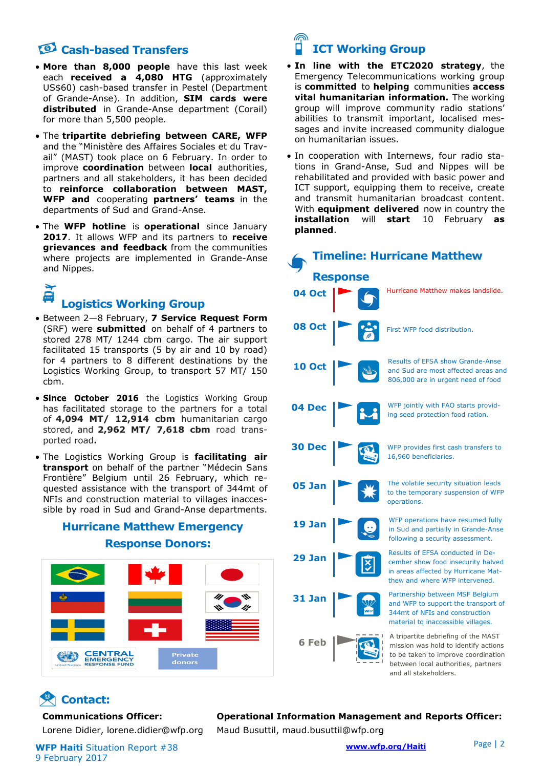## Cash-based Transfers

- **More than 8,000 people** have this last week each **received a 4,080 HTG** (approximately US$60) cash-based transfer in Pestel (Department of Grande-Anse). In addition, **SIM cards were distributed** in Grande-Anse department (Corail) for more than 5,500 people.
- The **tripartite debriefing between CARE, WFP** and the "Ministère des Affaires Sociales et du Travail" (MAST) took place on 6 February. In order to improve **coordination** between **local** authorities, partners and all stakeholders, it has been decided to **reinforce collaboration between** MAST, **WFP and** cooperating **partners' teams** in the departments of Sud and Grande-Anse.
- The **WFP hotline** is **operational** since January **2017**. It allows WFP and its partners to **receive grievances and feedback** from the communities where projects are implemented in Grande-Anse and Nippes.

## Logistics Working Group

- Between 2—8 February, **7 Service Request Form** (SRF) were **submitted** on behalf of 4 partners to stored 278 MT/ 1244 cbm cargo. The air support facilitated 15 transports (5 by air and 10 by road) for 4 partners to 8 different destinations by the Logistics Working Group, to transport 57 MT/ 150 cbm.
- **Since October 2016** the Logistics Working Group has facilitated storage to the partners for a total of **4,094 MT/ 12,914 cbm** humanitarian cargo stored, and **2,962 MT/ 7,618 cbm** road transported road**.**
- The Logistics Working Group is **facilitating air transport** on behalf of the partner "Médecin Sans Frontière" Belgium until 26 February, which requested assistance with the transport of 344mt of NFIs and construction material to villages inaccessible by road in Sud and Grande-Anse departments.

## Hurricane Matthew Emergency Response Donors:

Central Emergency Response Fund

Private donors

## ICT Working Group

- **In line with the ETC2020 strategy**, the Emergency Telecommunications working group is **committed** to **helping** communities **access vital humanitarian information.** The working group will improve community radio stations' abilities to transmit important, localised messages and invite increased community dialogue on humanitarian issues.
- In cooperation with Internews, four radio stations in Grande-Anse, Sud and Nippes will be rehabilitated and provided with basic power and ICT support, equipping them to receive, create and transmit humanitarian broadcast content. With **equipment delivered** now in country the **installation** will **start** 10 February **as planned**.

## Timeline: Hurricane Matthew Response

- **04 Oct** — Hurricane Matthew makes landslide.
- **08 Oct** — First WFP food distribution.
- **10 Oct** — Results of EFSA show Grande-Anse and Sud are most affected areas and 806,000 are in urgent need of food
- **04 Dec** — WFP jointly with FAO starts providing seed protection food ration.
- **30 Dec** — WFP provides first cash transfers to 16,960 beneficiaries.
- **05 Jan** — The volatile security situation leads to the temporary suspension of WFP operations.
- **19 Jan** — WFP operations have resumed fully in Sud and partially in Grande-Anse following a security assessment.
- **29 Jan** — Results of EFSA conducted in December show food insecurity halved in areas affected by Hurricane Matthew and where WFP intervened.
- **31 Jan** — Partnership between MSF Belgium and WFP to support the transport of 344mt of NFIs and construction material to inaccessible villages.
- **6 Feb** — A tripartite debriefing of the MAST mission was hold to identify actions to be taken to improve coordination between local authorities, partners and all stakeholders.

## Contact:

**Communications Officer:**
Lorene Didier, lorene.didier@wfp.org

**Operational Information Management and Reports Officer:**
Maud Busuttil, maud.busuttil@wfp.org

**WFP Haiti** Situation Report #38
9 February 2017

www.wfp.org/Haiti